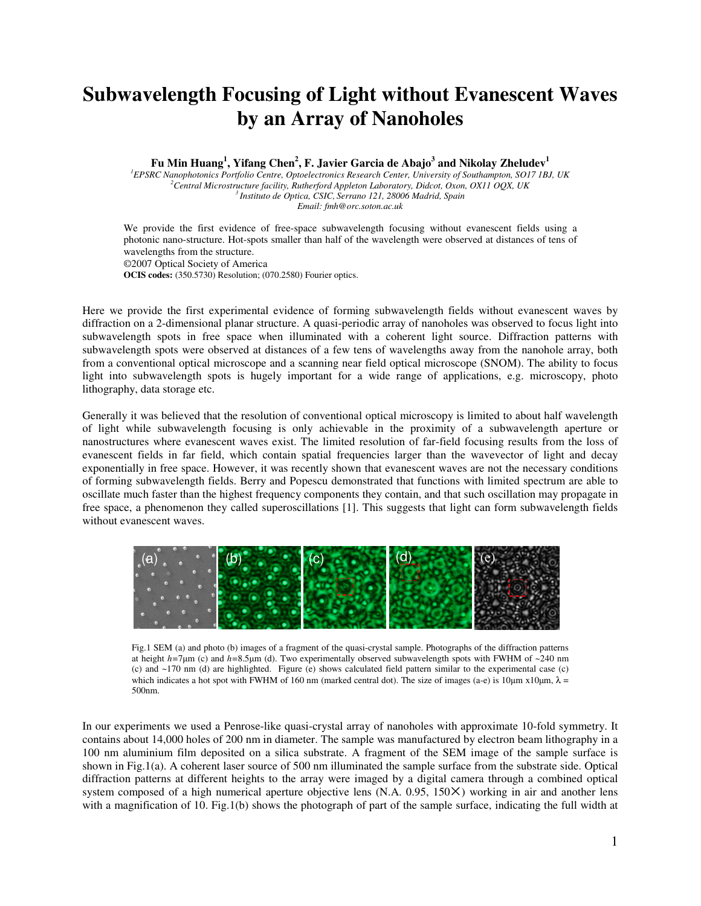# Subwavelength Focusing of Light without Evanescent Waves by an Array of Nanoholes

**Fu Min Huang[1], Yifang Chen[2], F. Javier Garcia de Abajo[3] and Nikolay Zheludev[1]**

*[1]EPSRC Nanophotonics Portfolio Centre, Optoelectronics Research Center, University of Southampton, SO17 1BJ, UK*
*[2]Central Microstructure facility, Rutherford Appleton Laboratory, Didcot, Oxon, OX11 0QX, UK*
*[3]Instituto de Optica, CSIC, Serrano 121, 28006 Madrid, Spain*
*Email: fmh@orc.soton.ac.uk*

We provide the first evidence of free-space subwavelength focusing without evanescent fields using a photonic nano-structure. Hot-spots smaller than half of the wavelength were observed at distances of tens of wavelengths from the structure.
©2007 Optical Society of America
**OCIS codes:** (350.5730) Resolution; (070.2580) Fourier optics.

Here we provide the first experimental evidence of forming subwavelength fields without evanescent waves by diffraction on a 2-dimensional planar structure. A quasi-periodic array of nanoholes was observed to focus light into subwavelength spots in free space when illuminated with a coherent light source. Diffraction patterns with subwavelength spots were observed at distances of a few tens of wavelengths away from the nanohole array, both from a conventional optical microscope and a scanning near field optical microscope (SNOM). The ability to focus light into subwavelength spots is hugely important for a wide range of applications, e.g. microscopy, photo lithography, data storage etc.

Generally it was believed that the resolution of conventional optical microscopy is limited to about half wavelength of light while subwavelength focusing is only achievable in the proximity of a subwavelength aperture or nanostructures where evanescent waves exist. The limited resolution of far-field focusing results from the loss of evanescent fields in far field, which contain spatial frequencies larger than the wavevector of light and decay exponentially in free space. However, it was recently shown that evanescent waves are not the necessary conditions of forming subwavelength fields. Berry and Popescu demonstrated that functions with limited spectrum are able to oscillate much faster than the highest frequency components they contain, and that such oscillation may propagate in free space, a phenomenon they called superoscillations [1]. This suggests that light can form subwavelength fields without evanescent waves.

Fig.1 SEM (a) and photo (b) images of a fragment of the quasi-crystal sample. Photographs of the diffraction patterns at height $h$=7μm (c) and $h$=8.5μm (d). Two experimentally observed subwavelength spots with FWHM of ~240 nm (c) and ~170 nm (d) are highlighted. Figure (e) shows calculated field pattern similar to the experimental case (c) which indicates a hot spot with FWHM of 160 nm (marked central dot). The size of images (a-e) is 10μm x10μm, λ = 500nm.

In our experiments we used a Penrose-like quasi-crystal array of nanoholes with approximate 10-fold symmetry. It contains about 14,000 holes of 200 nm in diameter. The sample was manufactured by electron beam lithography in a 100 nm aluminium film deposited on a silica substrate. A fragment of the SEM image of the sample surface is shown in Fig.1(a). A coherent laser source of 500 nm illuminated the sample surface from the substrate side. Optical diffraction patterns at different heights to the array were imaged by a digital camera through a combined optical system composed of a high numerical aperture objective lens (N.A. 0.95, 150×) working in air and another lens with a magnification of 10. Fig.1(b) shows the photograph of part of the sample surface, indicating the full width at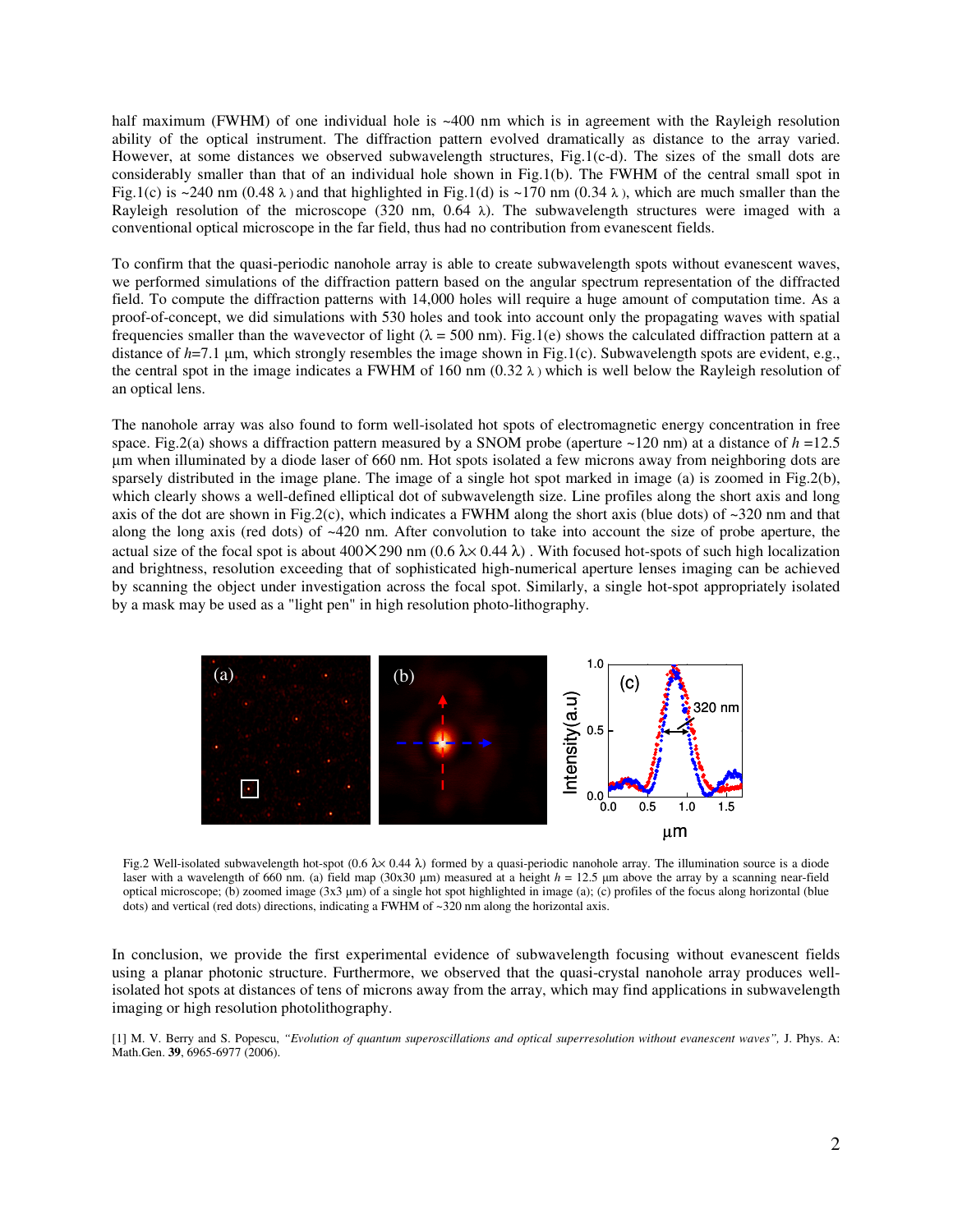half maximum (FWHM) of one individual hole is ~400 nm which is in agreement with the Rayleigh resolution ability of the optical instrument. The diffraction pattern evolved dramatically as distance to the array varied. However, at some distances we observed subwavelength structures, Fig.1(c-d). The sizes of the small dots are considerably smaller than that of an individual hole shown in Fig.1(b). The FWHM of the central small spot in Fig.1(c) is ~240 nm (0.48 λ) and that highlighted in Fig.1(d) is ~170 nm (0.34 λ), which are much smaller than the Rayleigh resolution of the microscope (320 nm, 0.64 λ). The subwavelength structures were imaged with a conventional optical microscope in the far field, thus had no contribution from evanescent fields.

To confirm that the quasi-periodic nanohole array is able to create subwavelength spots without evanescent waves, we performed simulations of the diffraction pattern based on the angular spectrum representation of the diffracted field. To compute the diffraction patterns with 14,000 holes will require a huge amount of computation time. As a proof-of-concept, we did simulations with 530 holes and took into account only the propagating waves with spatial frequencies smaller than the wavevector of light (λ = 500 nm). Fig.1(e) shows the calculated diffraction pattern at a distance of $h$=7.1 μm, which strongly resembles the image shown in Fig.1(c). Subwavelength spots are evident, e.g., the central spot in the image indicates a FWHM of 160 nm (0.32 λ) which is well below the Rayleigh resolution of an optical lens.

The nanohole array was also found to form well-isolated hot spots of electromagnetic energy concentration in free space. Fig.2(a) shows a diffraction pattern measured by a SNOM probe (aperture ~120 nm) at a distance of $h$ =12.5 μm when illuminated by a diode laser of 660 nm. Hot spots isolated a few microns away from neighboring dots are sparsely distributed in the image plane. The image of a single hot spot marked in image (a) is zoomed in Fig.2(b), which clearly shows a well-defined elliptical dot of subwavelength size. Line profiles along the short axis and long axis of the dot are shown in Fig.2(c), which indicates a FWHM along the short axis (blue dots) of ~320 nm and that along the long axis (red dots) of ~420 nm. After convolution to take into account the size of probe aperture, the actual size of the focal spot is about 400×290 nm (0.6 λ× 0.44 λ) . With focused hot-spots of such high localization and brightness, resolution exceeding that of sophisticated high-numerical aperture lenses imaging can be achieved by scanning the object under investigation across the focal spot. Similarly, a single hot-spot appropriately isolated by a mask may be used as a "light pen" in high resolution photo-lithography.

(a)

(b)

(c)

320 nm

Intensity(a.u)

1.0

0.5

0.0

0.0 0.5 1.0 1.5

μm

Fig.2 Well-isolated subwavelength hot-spot (0.6 λ× 0.44 λ) formed by a quasi-periodic nanohole array. The illumination source is a diode laser with a wavelength of 660 nm. (a) field map (30x30 μm) measured at a height $h$ = 12.5 μm above the array by a scanning near-field optical microscope; (b) zoomed image (3x3 μm) of a single hot spot highlighted in image (a); (c) profiles of the focus along horizontal (blue dots) and vertical (red dots) directions, indicating a FWHM of ~320 nm along the horizontal axis.

In conclusion, we provide the first experimental evidence of subwavelength focusing without evanescent fields using a planar photonic structure. Furthermore, we observed that the quasi-crystal nanohole array produces well-isolated hot spots at distances of tens of microns away from the array, which may find applications in subwavelength imaging or high resolution photolithography.

[1] M. V. Berry and S. Popescu, *"Evolution of quantum superoscillations and optical superresolution without evanescent waves",* J. Phys. A: Math.Gen. **39**, 6965-6977 (2006).